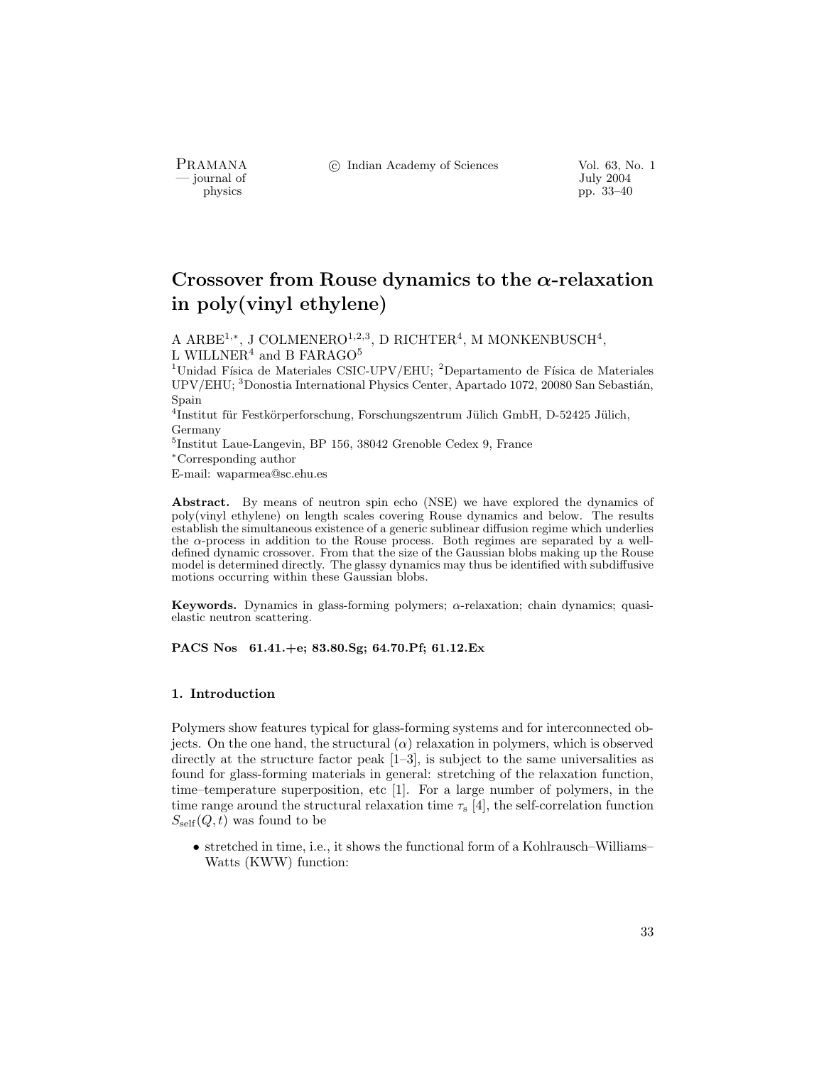# Crossover from Rouse dynamics to the $\alpha$-relaxation in poly(vinyl ethylene)

A ARBE[1,*], J COLMENERO[1,2,3], D RICHTER[4], M MONKENBUSCH[4], L WILLNER[4] and B FARAGO[5]

[1]Unidad Física de Materiales CSIC-UPV/EHU; [2]Departamento de Física de Materiales UPV/EHU; [3]Donostia International Physics Center, Apartado 1072, 20080 San Sebastián, Spain

[4]Institut für Festkörperforschung, Forschungszentrum Jülich GmbH, D-52425 Jülich, Germany

[5]Institut Laue-Langevin, BP 156, 38042 Grenoble Cedex 9, France

[*]Corresponding author

E-mail: waparmea@sc.ehu.es

**Abstract.** By means of neutron spin echo (NSE) we have explored the dynamics of poly(vinyl ethylene) on length scales covering Rouse dynamics and below. The results establish the simultaneous existence of a generic sublinear diffusion regime which underlies the $\alpha$-process in addition to the Rouse process. Both regimes are separated by a well-defined dynamic crossover. From that the size of the Gaussian blobs making up the Rouse model is determined directly. The glassy dynamics may thus be identified with subdiffusive motions occurring within these Gaussian blobs.

**Keywords.** Dynamics in glass-forming polymers; $\alpha$-relaxation; chain dynamics; quasi-elastic neutron scattering.

**PACS Nos 61.41.+e; 83.80.Sg; 64.70.Pf; 61.12.Ex**

## 1. Introduction

Polymers show features typical for glass-forming systems and for interconnected objects. On the one hand, the structural ($\alpha$) relaxation in polymers, which is observed directly at the structure factor peak [1–3], is subject to the same universalities as found for glass-forming materials in general: stretching of the relaxation function, time–temperature superposition, etc [1]. For a large number of polymers, in the time range around the structural relaxation time $\tau_s$ [4], the self-correlation function $S_{\mathrm{self}}(Q,t)$ was found to be

- stretched in time, i.e., it shows the functional form of a Kohlrausch–Williams–Watts (KWW) function: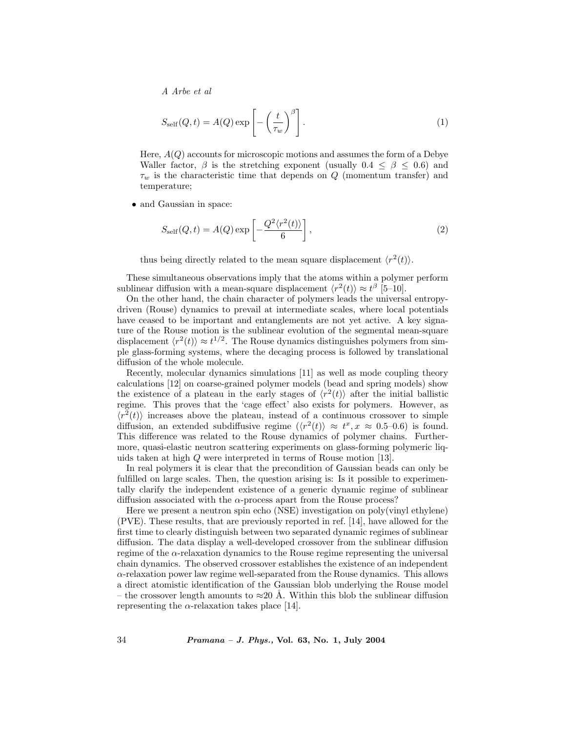$$S_{\text{self}}(Q,t) = A(Q)\exp\left[-\left(\frac{t}{\tau_w}\right)^{\beta}\right]. \tag{1}$$

Here, $A(Q)$ accounts for microscopic motions and assumes the form of a Debye Waller factor, $\beta$ is the stretching exponent (usually $0.4 \leq \beta \leq 0.6$) and $\tau_w$ is the characteristic time that depends on $Q$ (momentum transfer) and temperature;

- and Gaussian in space:

$$S_{\text{self}}(Q,t) = A(Q)\exp\left[-\frac{Q^2\langle r^2(t)\rangle}{6}\right], \tag{2}$$

thus being directly related to the mean square displacement $\langle r^2(t)\rangle$.

These simultaneous observations imply that the atoms within a polymer perform sublinear diffusion with a mean-square displacement $\langle r^2(t)\rangle \approx t^{\beta}$ [5–10].

On the other hand, the chain character of polymers leads the universal entropy-driven (Rouse) dynamics to prevail at intermediate scales, where local potentials have ceased to be important and entanglements are not yet active. A key signature of the Rouse motion is the sublinear evolution of the segmental mean-square displacement $\langle r^2(t)\rangle \approx t^{1/2}$. The Rouse dynamics distinguishes polymers from simple glass-forming systems, where the decaging process is followed by translational diffusion of the whole molecule.

Recently, molecular dynamics simulations [11] as well as mode coupling theory calculations [12] on coarse-grained polymer models (bead and spring models) show the existence of a plateau in the early stages of $\langle r^2(t)\rangle$ after the initial ballistic regime. This proves that the 'cage effect' also exists for polymers. However, as $\langle r^2(t)\rangle$ increases above the plateau, instead of a continuous crossover to simple diffusion, an extended subdiffusive regime ($\langle r^2(t)\rangle \approx t^x, x \approx 0.5$–$0.6$) is found. This difference was related to the Rouse dynamics of polymer chains. Furthermore, quasi-elastic neutron scattering experiments on glass-forming polymeric liquids taken at high $Q$ were interpreted in terms of Rouse motion [13].

In real polymers it is clear that the precondition of Gaussian beads can only be fulfilled on large scales. Then, the question arising is: Is it possible to experimentally clarify the independent existence of a generic dynamic regime of sublinear diffusion associated with the $\alpha$-process apart from the Rouse process?

Here we present a neutron spin echo (NSE) investigation on poly(vinyl ethylene) (PVE). These results, that are previously reported in ref. [14], have allowed for the first time to clearly distinguish between two separated dynamic regimes of sublinear diffusion. The data display a well-developed crossover from the sublinear diffusion regime of the $\alpha$-relaxation dynamics to the Rouse regime representing the universal chain dynamics. The observed crossover establishes the existence of an independent $\alpha$-relaxation power law regime well-separated from the Rouse dynamics. This allows a direct atomistic identification of the Gaussian blob underlying the Rouse model – the crossover length amounts to $\approx$20 Å. Within this blob the sublinear diffusion representing the $\alpha$-relaxation takes place [14].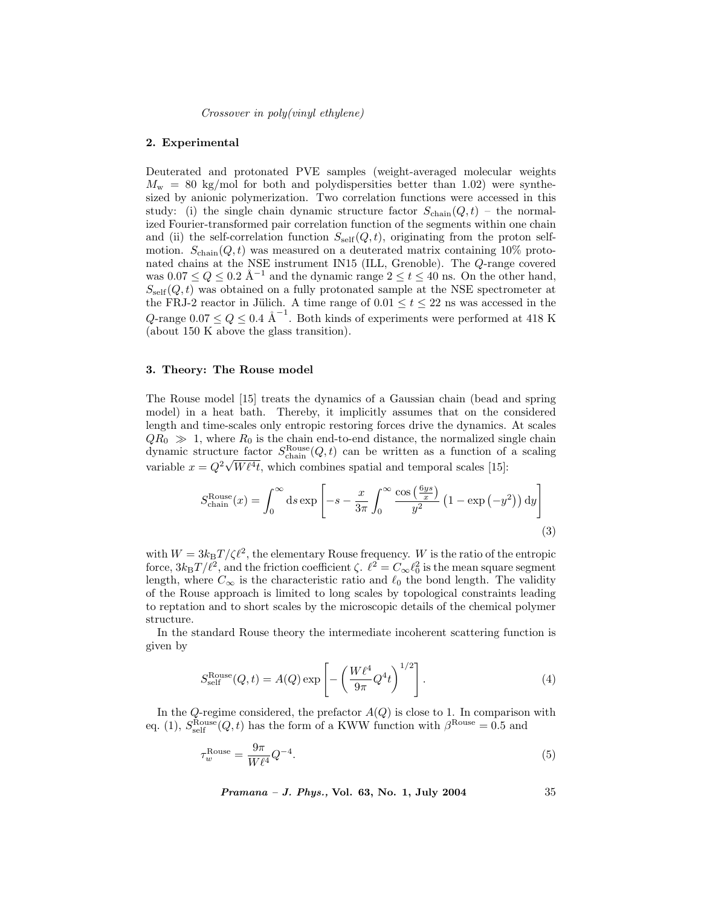## 2. Experimental

Deuterated and protonated PVE samples (weight-averaged molecular weights $M_{\mathrm{w}} = 80$ kg/mol for both and polydispersities better than 1.02) were synthesized by anionic polymerization. Two correlation functions were accessed in this study: (i) the single chain dynamic structure factor $S_{\mathrm{chain}}(Q,t)$ – the normalized Fourier-transformed pair correlation function of the segments within one chain and (ii) the self-correlation function $S_{\mathrm{self}}(Q,t)$, originating from the proton self-motion. $S_{\mathrm{chain}}(Q,t)$ was measured on a deuterated matrix containing 10% protonated chains at the NSE instrument IN15 (ILL, Grenoble). The $Q$-range covered was $0.07 \leq Q \leq 0.2$ Å$^{-1}$ and the dynamic range $2 \leq t \leq 40$ ns. On the other hand, $S_{\mathrm{self}}(Q,t)$ was obtained on a fully protonated sample at the NSE spectrometer at the FRJ-2 reactor in Jülich. A time range of $0.01 \leq t \leq 22$ ns was accessed in the $Q$-range $0.07 \leq Q \leq 0.4$ Å$^{-1}$. Both kinds of experiments were performed at 418 K (about 150 K above the glass transition).

## 3. Theory: The Rouse model

The Rouse model [15] treats the dynamics of a Gaussian chain (bead and spring model) in a heat bath. Thereby, it implicitly assumes that on the considered length and time-scales only entropic restoring forces drive the dynamics. At scales $QR_0 \gg 1$, where $R_0$ is the chain end-to-end distance, the normalized single chain dynamic structure factor $S_{\mathrm{chain}}^{\mathrm{Rouse}}(Q,t)$ can be written as a function of a scaling variable $x = Q^2\sqrt{W\ell^4 t}$, which combines spatial and temporal scales [15]:

$$S_{\mathrm{chain}}^{\mathrm{Rouse}}(x) = \int_0^\infty \mathrm{d}s \exp\left[-s - \frac{x}{3\pi}\int_0^\infty \frac{\cos\left(\frac{6ys}{x}\right)}{y^2}\left(1-\exp\left(-y^2\right)\right)\mathrm{d}y\right] \tag{3}$$

with $W = 3k_{\mathrm{B}}T/\zeta\ell^2$, the elementary Rouse frequency. $W$ is the ratio of the entropic force, $3k_{\mathrm{B}}T/\ell^2$, and the friction coefficient $\zeta$. $\ell^2 = C_\infty \ell_0^2$ is the mean square segment length, where $C_\infty$ is the characteristic ratio and $\ell_0$ the bond length. The validity of the Rouse approach is limited to long scales by topological constraints leading to reptation and to short scales by the microscopic details of the chemical polymer structure.

In the standard Rouse theory the intermediate incoherent scattering function is given by

$$S_{\mathrm{self}}^{\mathrm{Rouse}}(Q,t) = A(Q)\exp\left[-\left(\frac{W\ell^4}{9\pi}Q^4 t\right)^{1/2}\right]. \tag{4}$$

In the $Q$-regime considered, the prefactor $A(Q)$ is close to 1. In comparison with eq. (1), $S_{\mathrm{self}}^{\mathrm{Rouse}}(Q,t)$ has the form of a KWW function with $\beta^{\mathrm{Rouse}} = 0.5$ and

$$\tau_w^{\mathrm{Rouse}} = \frac{9\pi}{W\ell^4}Q^{-4}. \tag{5}$$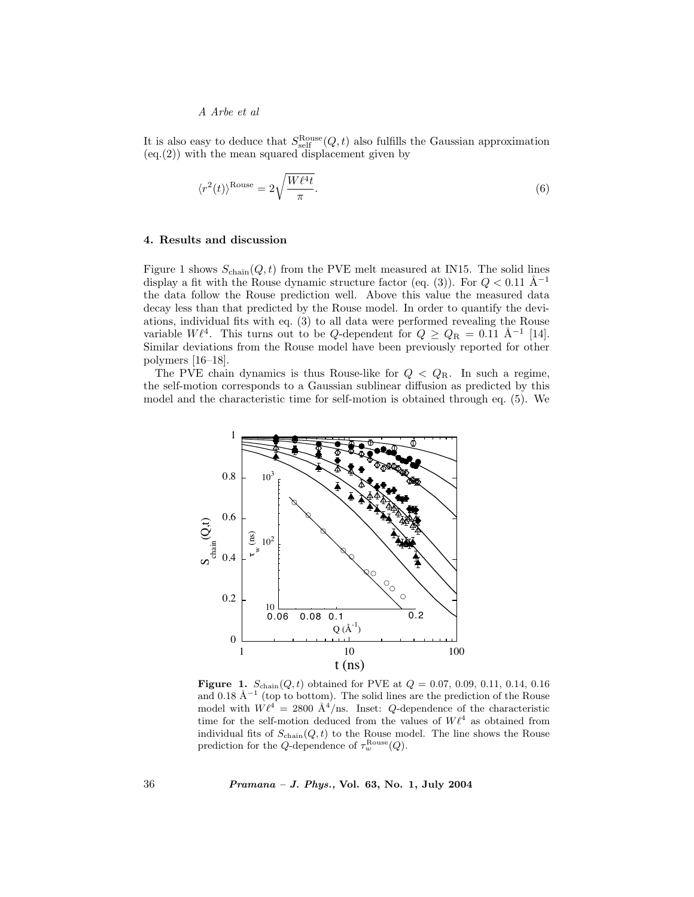It is also easy to deduce that $S_{\rm self}^{\rm Rouse}(Q,t)$ also fulfills the Gaussian approximation (eq.(2)) with the mean squared displacement given by

$$\langle r^2(t)\rangle^{\rm Rouse} = 2\sqrt{\frac{W\ell^4 t}{\pi}}. \tag{6}$$

### 4. Results and discussion

Figure 1 shows $S_{\rm chain}(Q,t)$ from the PVE melt measured at IN15. The solid lines display a fit with the Rouse dynamic structure factor (eq. (3)). For $Q < 0.11$ Å$^{-1}$ the data follow the Rouse prediction well. Above this value the measured data decay less than that predicted by the Rouse model. In order to quantify the deviations, individual fits with eq. (3) to all data were performed revealing the Rouse variable $W\ell^4$. This turns out to be $Q$-dependent for $Q \geq Q_{\rm R} = 0.11$ Å$^{-1}$ [14]. Similar deviations from the Rouse model have been previously reported for other polymers [16–18].

The PVE chain dynamics is thus Rouse-like for $Q < Q_{\rm R}$. In such a regime, the self-motion corresponds to a Gaussian sublinear diffusion as predicted by this model and the characteristic time for self-motion is obtained through eq. (5). We

**Figure 1.** $S_{\rm chain}(Q,t)$ obtained for PVE at $Q$ = 0.07, 0.09, 0.11, 0.14, 0.16 and 0.18 Å$^{-1}$ (top to bottom). The solid lines are the prediction of the Rouse model with $W\ell^4$ = 2800 Å$^4$/ns. Inset: $Q$-dependence of the characteristic time for the self-motion deduced from the values of $W\ell^4$ as obtained from individual fits of $S_{\rm chain}(Q,t)$ to the Rouse model. The line shows the Rouse prediction for the $Q$-dependence of $\tau_w^{\rm Rouse}(Q)$.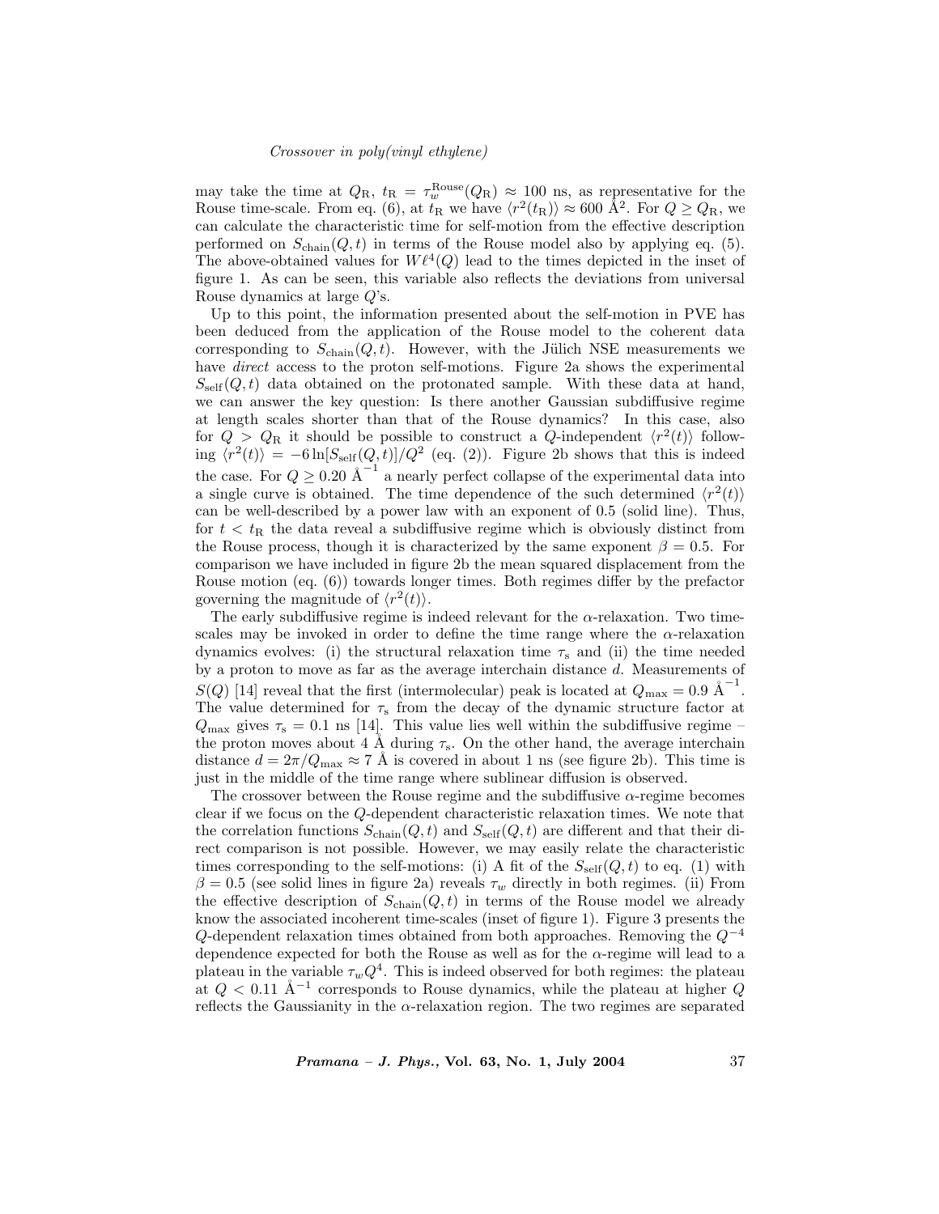may take the time at $Q_\mathrm{R}$, $t_\mathrm{R} = \tau_w^{\mathrm{Rouse}}(Q_\mathrm{R}) \approx 100$ ns, as representative for the Rouse time-scale. From eq. (6), at $t_\mathrm{R}$ we have $\langle r^2(t_\mathrm{R})\rangle \approx 600$ Å$^2$. For $Q \geq Q_\mathrm{R}$, we can calculate the characteristic time for self-motion from the effective description performed on $S_{\mathrm{chain}}(Q,t)$ in terms of the Rouse model also by applying eq. (5). The above-obtained values for $W\ell^4(Q)$ lead to the times depicted in the inset of figure 1. As can be seen, this variable also reflects the deviations from universal Rouse dynamics at large $Q$'s.

Up to this point, the information presented about the self-motion in PVE has been deduced from the application of the Rouse model to the coherent data corresponding to $S_{\mathrm{chain}}(Q,t)$. However, with the Jülich NSE measurements we have *direct* access to the proton self-motions. Figure 2a shows the experimental $S_{\mathrm{self}}(Q,t)$ data obtained on the protonated sample. With these data at hand, we can answer the key question: Is there another Gaussian subdiffusive regime at length scales shorter than that of the Rouse dynamics? In this case, also for $Q > Q_\mathrm{R}$ it should be possible to construct a $Q$-independent $\langle r^2(t)\rangle$ following $\langle r^2(t)\rangle = -6\ln[S_{\mathrm{self}}(Q,t)]/Q^2$ (eq. (2)). Figure 2b shows that this is indeed the case. For $Q \geq 0.20$ Å$^{-1}$ a nearly perfect collapse of the experimental data into a single curve is obtained. The time dependence of the such determined $\langle r^2(t)\rangle$ can be well-described by a power law with an exponent of 0.5 (solid line). Thus, for $t < t_\mathrm{R}$ the data reveal a subdiffusive regime which is obviously distinct from the Rouse process, though it is characterized by the same exponent $\beta = 0.5$. For comparison we have included in figure 2b the mean squared displacement from the Rouse motion (eq. (6)) towards longer times. Both regimes differ by the prefactor governing the magnitude of $\langle r^2(t)\rangle$.

The early subdiffusive regime is indeed relevant for the $\alpha$-relaxation. Two time-scales may be invoked in order to define the time range where the $\alpha$-relaxation dynamics evolves: (i) the structural relaxation time $\tau_\mathrm{s}$ and (ii) the time needed by a proton to move as far as the average interchain distance $d$. Measurements of $S(Q)$ [14] reveal that the first (intermolecular) peak is located at $Q_{\max} = 0.9$ Å$^{-1}$. The value determined for $\tau_\mathrm{s}$ from the decay of the dynamic structure factor at $Q_{\max}$ gives $\tau_\mathrm{s} = 0.1$ ns [14]. This value lies well within the subdiffusive regime – the proton moves about 4 Å during $\tau_\mathrm{s}$. On the other hand, the average interchain distance $d = 2\pi/Q_{\max} \approx 7$ Å is covered in about 1 ns (see figure 2b). This time is just in the middle of the time range where sublinear diffusion is observed.

The crossover between the Rouse regime and the subdiffusive $\alpha$-regime becomes clear if we focus on the $Q$-dependent characteristic relaxation times. We note that the correlation functions $S_{\mathrm{chain}}(Q,t)$ and $S_{\mathrm{self}}(Q,t)$ are different and that their direct comparison is not possible. However, we may easily relate the characteristic times corresponding to the self-motions: (i) A fit of the $S_{\mathrm{self}}(Q,t)$ to eq. (1) with $\beta = 0.5$ (see solid lines in figure 2a) reveals $\tau_w$ directly in both regimes. (ii) From the effective description of $S_{\mathrm{chain}}(Q,t)$ in terms of the Rouse model we already know the associated incoherent time-scales (inset of figure 1). Figure 3 presents the $Q$-dependent relaxation times obtained from both approaches. Removing the $Q^{-4}$ dependence expected for both the Rouse as well as for the $\alpha$-regime will lead to a plateau in the variable $\tau_w Q^4$. This is indeed observed for both regimes: the plateau at $Q < 0.11$ Å$^{-1}$ corresponds to Rouse dynamics, while the plateau at higher $Q$ reflects the Gaussianity in the $\alpha$-relaxation region. The two regimes are separated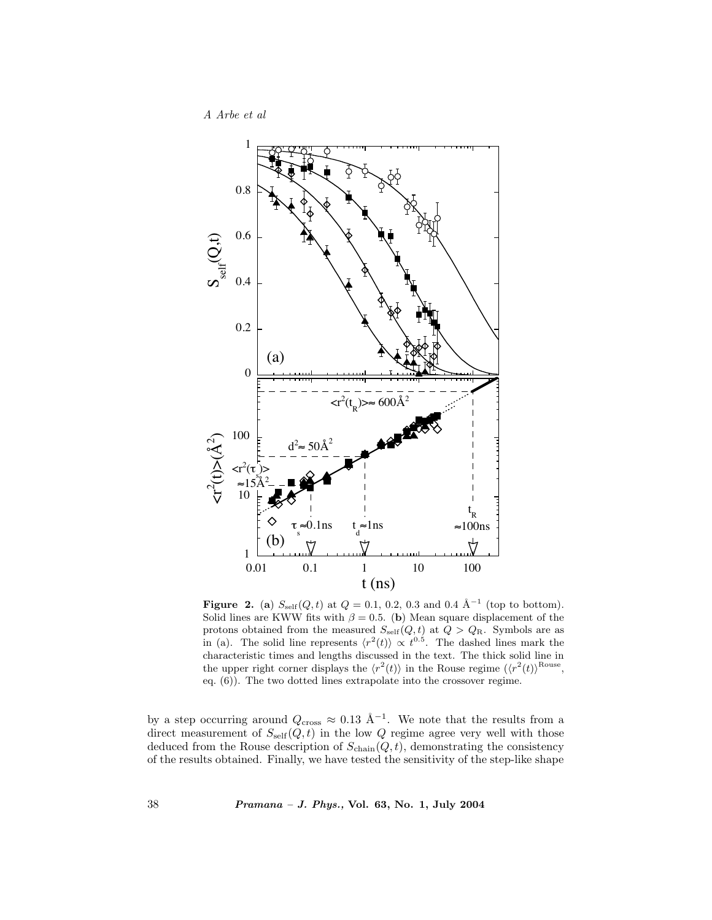**Figure 2.** (**a**) $S_{\mathrm{self}}(Q,t)$ at $Q = 0.1$, 0.2, 0.3 and 0.4 Å$^{-1}$ (top to bottom). Solid lines are KWW fits with $\beta = 0.5$. (**b**) Mean square displacement of the protons obtained from the measured $S_{\mathrm{self}}(Q,t)$ at $Q > Q_{\mathrm{R}}$. Symbols are as in (a). The solid line represents $\langle r^2(t)\rangle \propto t^{0.5}$. The dashed lines mark the characteristic times and lengths discussed in the text. The thick solid line in the upper right corner displays the $\langle r^2(t)\rangle$ in the Rouse regime ($\langle r^2(t)\rangle^{\mathrm{Rouse}}$, eq. (6)). The two dotted lines extrapolate into the crossover regime.

by a step occurring around $Q_{\mathrm{cross}} \approx 0.13$ Å$^{-1}$. We note that the results from a direct measurement of $S_{\mathrm{self}}(Q,t)$ in the low $Q$ regime agree very well with those deduced from the Rouse description of $S_{\mathrm{chain}}(Q,t)$, demonstrating the consistency of the results obtained. Finally, we have tested the sensitivity of the step-like shape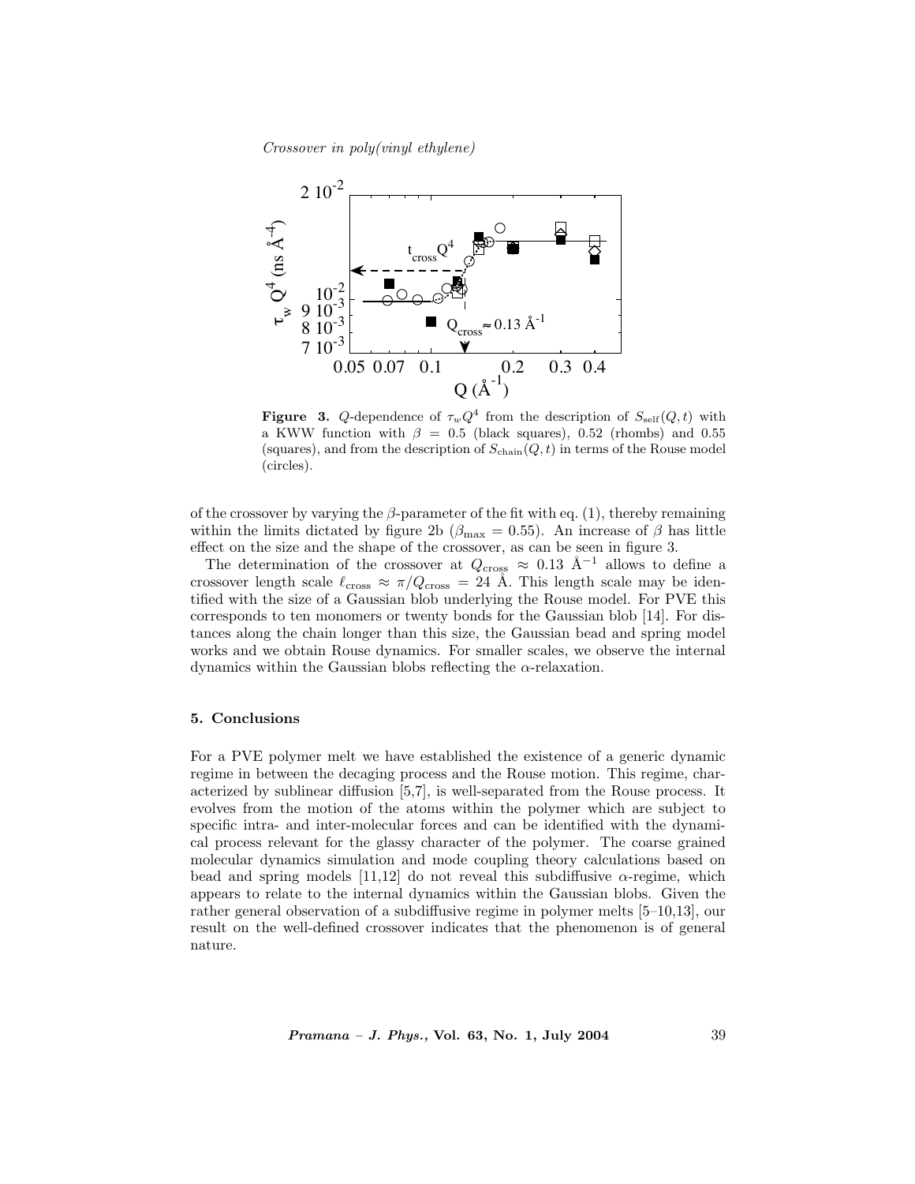**Figure 3.** $Q$-dependence of $\tau_w Q^4$ from the description of $S_{\rm self}(Q,t)$ with a KWW function with $\beta = 0.5$ (black squares), 0.52 (rhombs) and 0.55 (squares), and from the description of $S_{\rm chain}(Q,t)$ in terms of the Rouse model (circles).

of the crossover by varying the $\beta$-parameter of the fit with eq. (1), thereby remaining within the limits dictated by figure 2b ($\beta_{\rm max} = 0.55$). An increase of $\beta$ has little effect on the size and the shape of the crossover, as can be seen in figure 3.

The determination of the crossover at $Q_{\rm cross} \approx 0.13$ Å$^{-1}$ allows to define a crossover length scale $\ell_{\rm cross} \approx \pi/Q_{\rm cross} = 24$ Å. This length scale may be identified with the size of a Gaussian blob underlying the Rouse model. For PVE this corresponds to ten monomers or twenty bonds for the Gaussian blob [14]. For distances along the chain longer than this size, the Gaussian bead and spring model works and we obtain Rouse dynamics. For smaller scales, we observe the internal dynamics within the Gaussian blobs reflecting the $\alpha$-relaxation.

## 5. Conclusions

For a PVE polymer melt we have established the existence of a generic dynamic regime in between the decaging process and the Rouse motion. This regime, characterized by sublinear diffusion [5,7], is well-separated from the Rouse process. It evolves from the motion of the atoms within the polymer which are subject to specific intra- and inter-molecular forces and can be identified with the dynamical process relevant for the glassy character of the polymer. The coarse grained molecular dynamics simulation and mode coupling theory calculations based on bead and spring models [11,12] do not reveal this subdiffusive $\alpha$-regime, which appears to relate to the internal dynamics within the Gaussian blobs. Given the rather general observation of a subdiffusive regime in polymer melts [5–10,13], our result on the well-defined crossover indicates that the phenomenon is of general nature.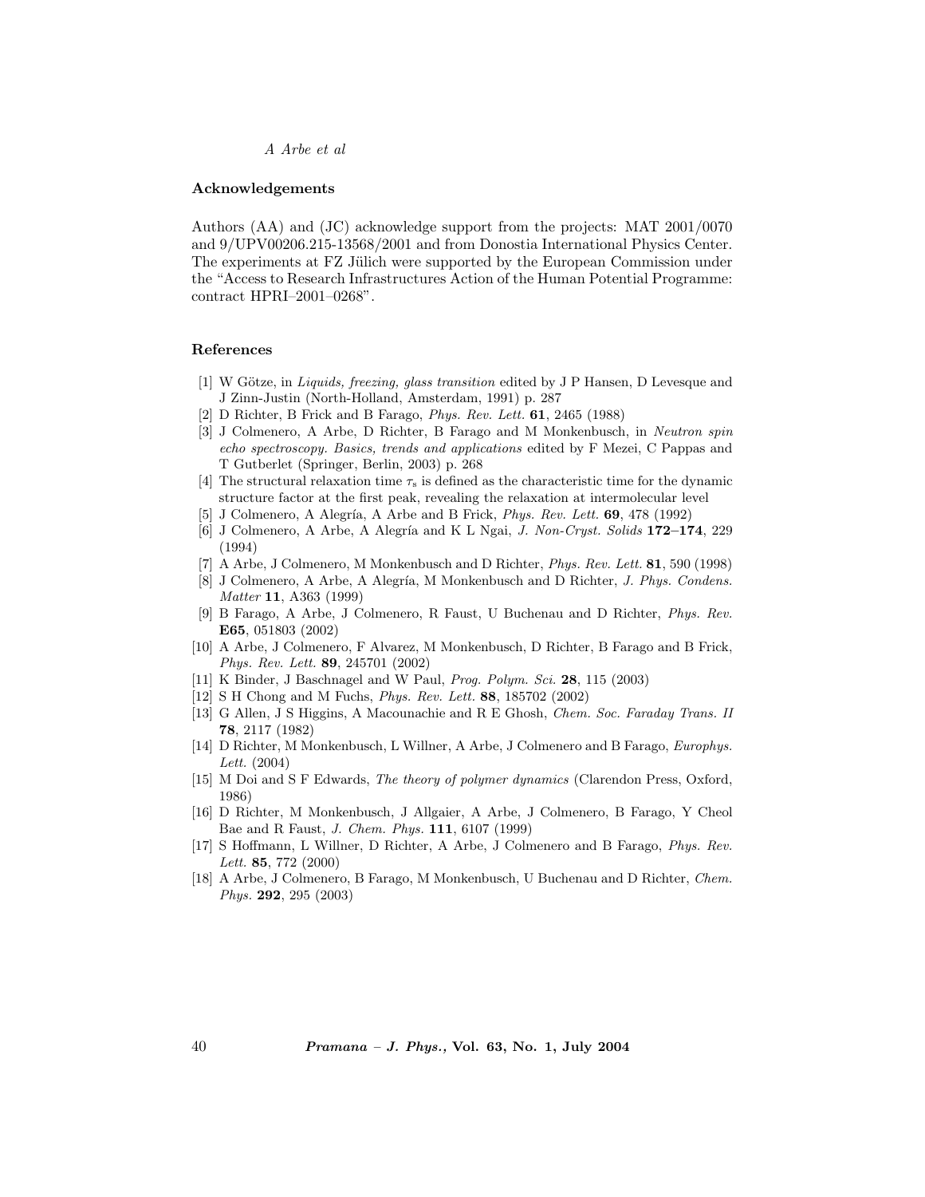## Acknowledgements

Authors (AA) and (JC) acknowledge support from the projects: MAT 2001/0070 and 9/UPV00206.215-13568/2001 and from Donostia International Physics Center. The experiments at FZ Jülich were supported by the European Commission under the "Access to Research Infrastructures Action of the Human Potential Programme: contract HPRI–2001–0268".

## References

[1] W Götze, in *Liquids, freezing, glass transition* edited by J P Hansen, D Levesque and J Zinn-Justin (North-Holland, Amsterdam, 1991) p. 287

[2] D Richter, B Frick and B Farago, *Phys. Rev. Lett.* **61**, 2465 (1988)

[3] J Colmenero, A Arbe, D Richter, B Farago and M Monkenbusch, in *Neutron spin echo spectroscopy. Basics, trends and applications* edited by F Mezei, C Pappas and T Gutberlet (Springer, Berlin, 2003) p. 268

[4] The structural relaxation time $\tau_s$ is defined as the characteristic time for the dynamic structure factor at the first peak, revealing the relaxation at intermolecular level

[5] J Colmenero, A Alegría, A Arbe and B Frick, *Phys. Rev. Lett.* **69**, 478 (1992)

[6] J Colmenero, A Arbe, A Alegría and K L Ngai, *J. Non-Cryst. Solids* **172–174**, 229 (1994)

[7] A Arbe, J Colmenero, M Monkenbusch and D Richter, *Phys. Rev. Lett.* **81**, 590 (1998)

[8] J Colmenero, A Arbe, A Alegría, M Monkenbusch and D Richter, *J. Phys. Condens. Matter* **11**, A363 (1999)

[9] B Farago, A Arbe, J Colmenero, R Faust, U Buchenau and D Richter, *Phys. Rev.* **E65**, 051803 (2002)

[10] A Arbe, J Colmenero, F Alvarez, M Monkenbusch, D Richter, B Farago and B Frick, *Phys. Rev. Lett.* **89**, 245701 (2002)

[11] K Binder, J Baschnagel and W Paul, *Prog. Polym. Sci.* **28**, 115 (2003)

[12] S H Chong and M Fuchs, *Phys. Rev. Lett.* **88**, 185702 (2002)

[13] G Allen, J S Higgins, A Macounachie and R E Ghosh, *Chem. Soc. Faraday Trans. II* **78**, 2117 (1982)

[14] D Richter, M Monkenbusch, L Willner, A Arbe, J Colmenero and B Farago, *Europhys. Lett.* (2004)

[15] M Doi and S F Edwards, *The theory of polymer dynamics* (Clarendon Press, Oxford, 1986)

[16] D Richter, M Monkenbusch, J Allgaier, A Arbe, J Colmenero, B Farago, Y Cheol Bae and R Faust, *J. Chem. Phys.* **111**, 6107 (1999)

[17] S Hoffmann, L Willner, D Richter, A Arbe, J Colmenero and B Farago, *Phys. Rev. Lett.* **85**, 772 (2000)

[18] A Arbe, J Colmenero, B Farago, M Monkenbusch, U Buchenau and D Richter, *Chem. Phys.* **292**, 295 (2003)